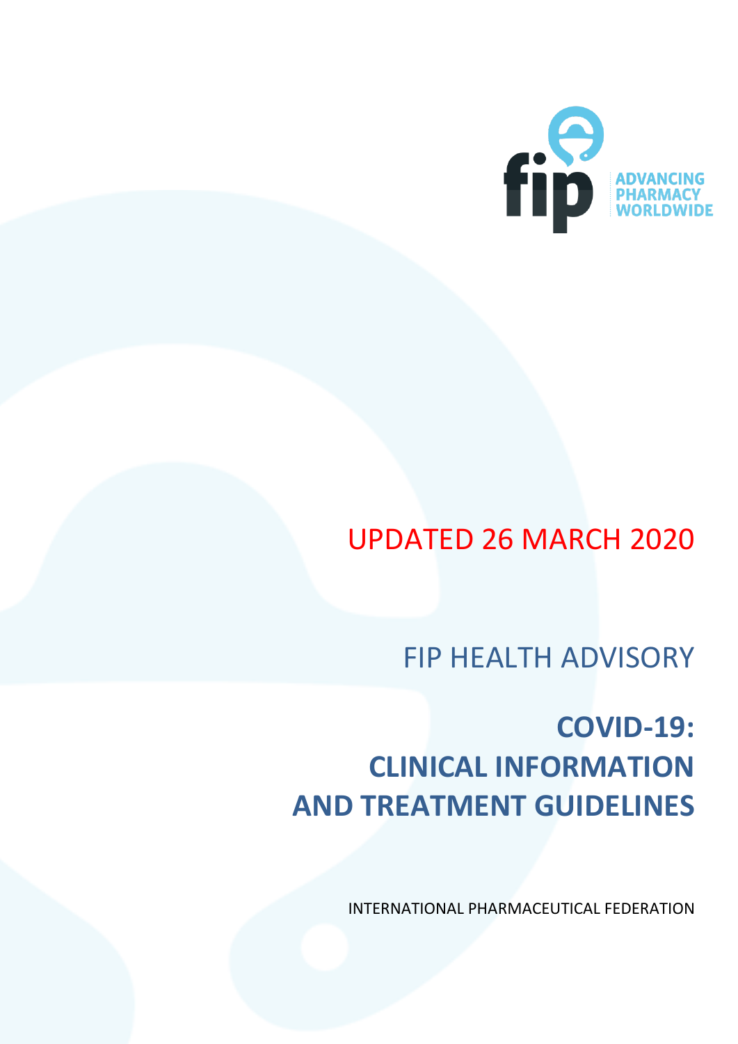fip ADVANCING PHARMACY WORLDWIDE

UPDATED 26 MARCH 2020

FIP HEALTH ADVISORY

# COVID-19: CLINICAL INFORMATION AND TREATMENT GUIDELINES

INTERNATIONAL PHARMACEUTICAL FEDERATION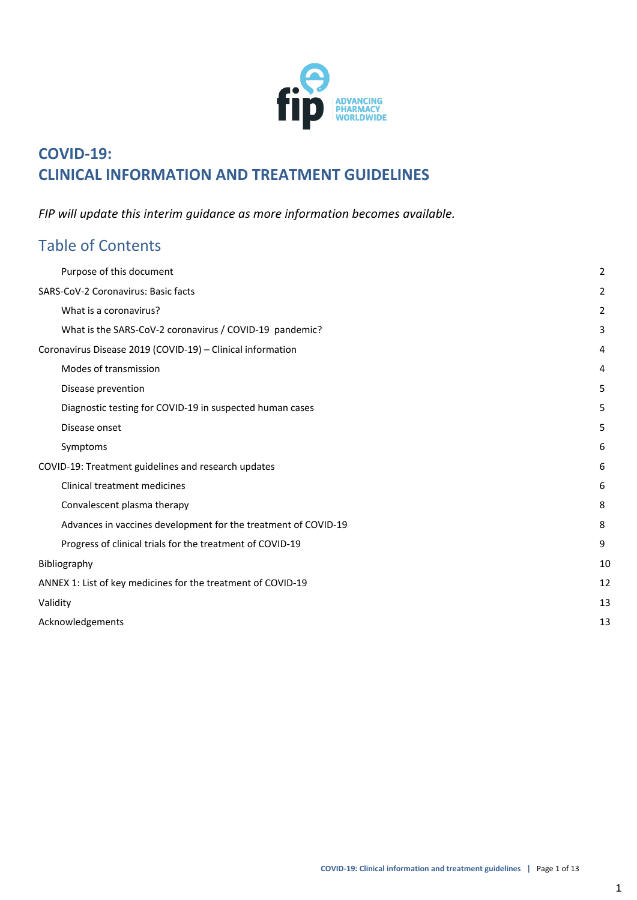# COVID-19:
# CLINICAL INFORMATION AND TREATMENT GUIDELINES

*FIP will update this interim guidance as more information becomes available.*

## Table of Contents

| | |
|---|---|
| Purpose of this document | 2 |
| SARS-CoV-2 Coronavirus: Basic facts | 2 |
| What is a coronavirus? | 2 |
| What is the SARS-CoV-2 coronavirus / COVID-19 pandemic? | 3 |
| Coronavirus Disease 2019 (COVID-19) – Clinical information | 4 |
| Modes of transmission | 4 |
| Disease prevention | 5 |
| Diagnostic testing for COVID-19 in suspected human cases | 5 |
| Disease onset | 5 |
| Symptoms | 6 |
| COVID-19: Treatment guidelines and research updates | 6 |
| Clinical treatment medicines | 6 |
| Convalescent plasma therapy | 8 |
| Advances in vaccines development for the treatment of COVID-19 | 8 |
| Progress of clinical trials for the treatment of COVID-19 | 9 |
| Bibliography | 10 |
| ANNEX 1: List of key medicines for the treatment of COVID-19 | 12 |
| Validity | 13 |
| Acknowledgements | 13 |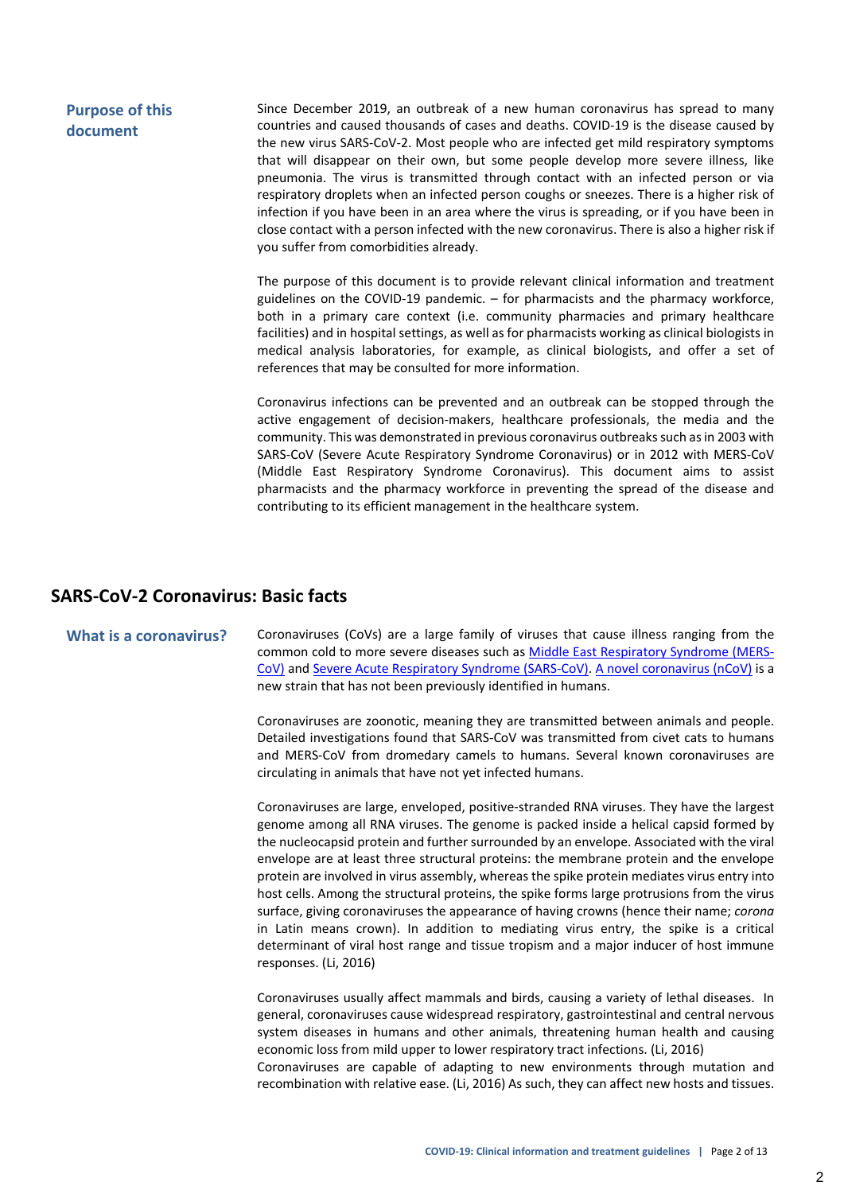## Purpose of this document

Since December 2019, an outbreak of a new human coronavirus has spread to many countries and caused thousands of cases and deaths. COVID-19 is the disease caused by the new virus SARS-CoV-2. Most people who are infected get mild respiratory symptoms that will disappear on their own, but some people develop more severe illness, like pneumonia. The virus is transmitted through contact with an infected person or via respiratory droplets when an infected person coughs or sneezes. There is a higher risk of infection if you have been in an area where the virus is spreading, or if you have been in close contact with a person infected with the new coronavirus. There is also a higher risk if you suffer from comorbidities already.

The purpose of this document is to provide relevant clinical information and treatment guidelines on the COVID-19 pandemic. – for pharmacists and the pharmacy workforce, both in a primary care context (i.e. community pharmacies and primary healthcare facilities) and in hospital settings, as well as for pharmacists working as clinical biologists in medical analysis laboratories, for example, as clinical biologists, and offer a set of references that may be consulted for more information.

Coronavirus infections can be prevented and an outbreak can be stopped through the active engagement of decision-makers, healthcare professionals, the media and the community. This was demonstrated in previous coronavirus outbreaks such as in 2003 with SARS-CoV (Severe Acute Respiratory Syndrome Coronavirus) or in 2012 with MERS-CoV (Middle East Respiratory Syndrome Coronavirus). This document aims to assist pharmacists and the pharmacy workforce in preventing the spread of the disease and contributing to its efficient management in the healthcare system.

# SARS-CoV-2 Coronavirus: Basic facts

## What is a coronavirus?

Coronaviruses (CoVs) are a large family of viruses that cause illness ranging from the common cold to more severe diseases such as Middle East Respiratory Syndrome (MERS-CoV) and Severe Acute Respiratory Syndrome (SARS-CoV). A novel coronavirus (nCoV) is a new strain that has not been previously identified in humans.

Coronaviruses are zoonotic, meaning they are transmitted between animals and people. Detailed investigations found that SARS-CoV was transmitted from civet cats to humans and MERS-CoV from dromedary camels to humans. Several known coronaviruses are circulating in animals that have not yet infected humans.

Coronaviruses are large, enveloped, positive-stranded RNA viruses. They have the largest genome among all RNA viruses. The genome is packed inside a helical capsid formed by the nucleocapsid protein and further surrounded by an envelope. Associated with the viral envelope are at least three structural proteins: the membrane protein and the envelope protein are involved in virus assembly, whereas the spike protein mediates virus entry into host cells. Among the structural proteins, the spike forms large protrusions from the virus surface, giving coronaviruses the appearance of having crowns (hence their name; *corona* in Latin means crown). In addition to mediating virus entry, the spike is a critical determinant of viral host range and tissue tropism and a major inducer of host immune responses. (Li, 2016)

Coronaviruses usually affect mammals and birds, causing a variety of lethal diseases. In general, coronaviruses cause widespread respiratory, gastrointestinal and central nervous system diseases in humans and other animals, threatening human health and causing economic loss from mild upper to lower respiratory tract infections. (Li, 2016)
Coronaviruses are capable of adapting to new environments through mutation and recombination with relative ease. (Li, 2016) As such, they can affect new hosts and tissues.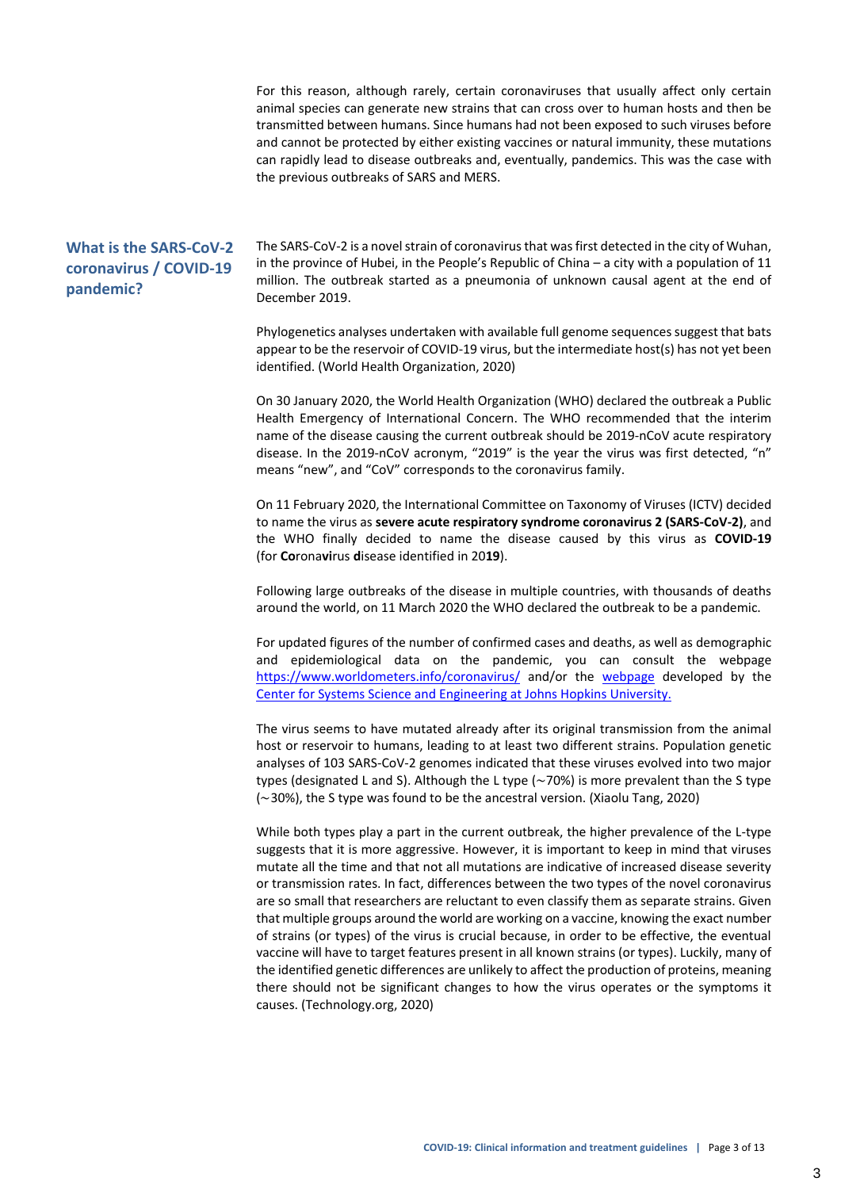For this reason, although rarely, certain coronaviruses that usually affect only certain animal species can generate new strains that can cross over to human hosts and then be transmitted between humans. Since humans had not been exposed to such viruses before and cannot be protected by either existing vaccines or natural immunity, these mutations can rapidly lead to disease outbreaks and, eventually, pandemics. This was the case with the previous outbreaks of SARS and MERS.

## What is the SARS-CoV-2 coronavirus / COVID-19 pandemic?

The SARS-CoV-2 is a novel strain of coronavirus that was first detected in the city of Wuhan, in the province of Hubei, in the People's Republic of China – a city with a population of 11 million. The outbreak started as a pneumonia of unknown causal agent at the end of December 2019.

Phylogenetics analyses undertaken with available full genome sequences suggest that bats appear to be the reservoir of COVID-19 virus, but the intermediate host(s) has not yet been identified. (World Health Organization, 2020)

On 30 January 2020, the World Health Organization (WHO) declared the outbreak a Public Health Emergency of International Concern. The WHO recommended that the interim name of the disease causing the current outbreak should be 2019-nCoV acute respiratory disease. In the 2019-nCoV acronym, "2019" is the year the virus was first detected, "n" means "new", and "CoV" corresponds to the coronavirus family.

On 11 February 2020, the International Committee on Taxonomy of Viruses (ICTV) decided to name the virus as **severe acute respiratory syndrome coronavirus 2 (SARS-CoV-2)**, and the WHO finally decided to name the disease caused by this virus as **COVID-19** (for **Co**rona**vi**rus **d**isease identified in 20**19**).

Following large outbreaks of the disease in multiple countries, with thousands of deaths around the world, on 11 March 2020 the WHO declared the outbreak to be a pandemic.

For updated figures of the number of confirmed cases and deaths, as well as demographic and epidemiological data on the pandemic, you can consult the webpage https://www.worldometers.info/coronavirus/ and/or the webpage developed by the Center for Systems Science and Engineering at Johns Hopkins University.

The virus seems to have mutated already after its original transmission from the animal host or reservoir to humans, leading to at least two different strains. Population genetic analyses of 103 SARS-CoV-2 genomes indicated that these viruses evolved into two major types (designated L and S). Although the L type (∼70%) is more prevalent than the S type (∼30%), the S type was found to be the ancestral version. (Xiaolu Tang, 2020)

While both types play a part in the current outbreak, the higher prevalence of the L-type suggests that it is more aggressive. However, it is important to keep in mind that viruses mutate all the time and that not all mutations are indicative of increased disease severity or transmission rates. In fact, differences between the two types of the novel coronavirus are so small that researchers are reluctant to even classify them as separate strains. Given that multiple groups around the world are working on a vaccine, knowing the exact number of strains (or types) of the virus is crucial because, in order to be effective, the eventual vaccine will have to target features present in all known strains (or types). Luckily, many of the identified genetic differences are unlikely to affect the production of proteins, meaning there should not be significant changes to how the virus operates or the symptoms it causes. (Technology.org, 2020)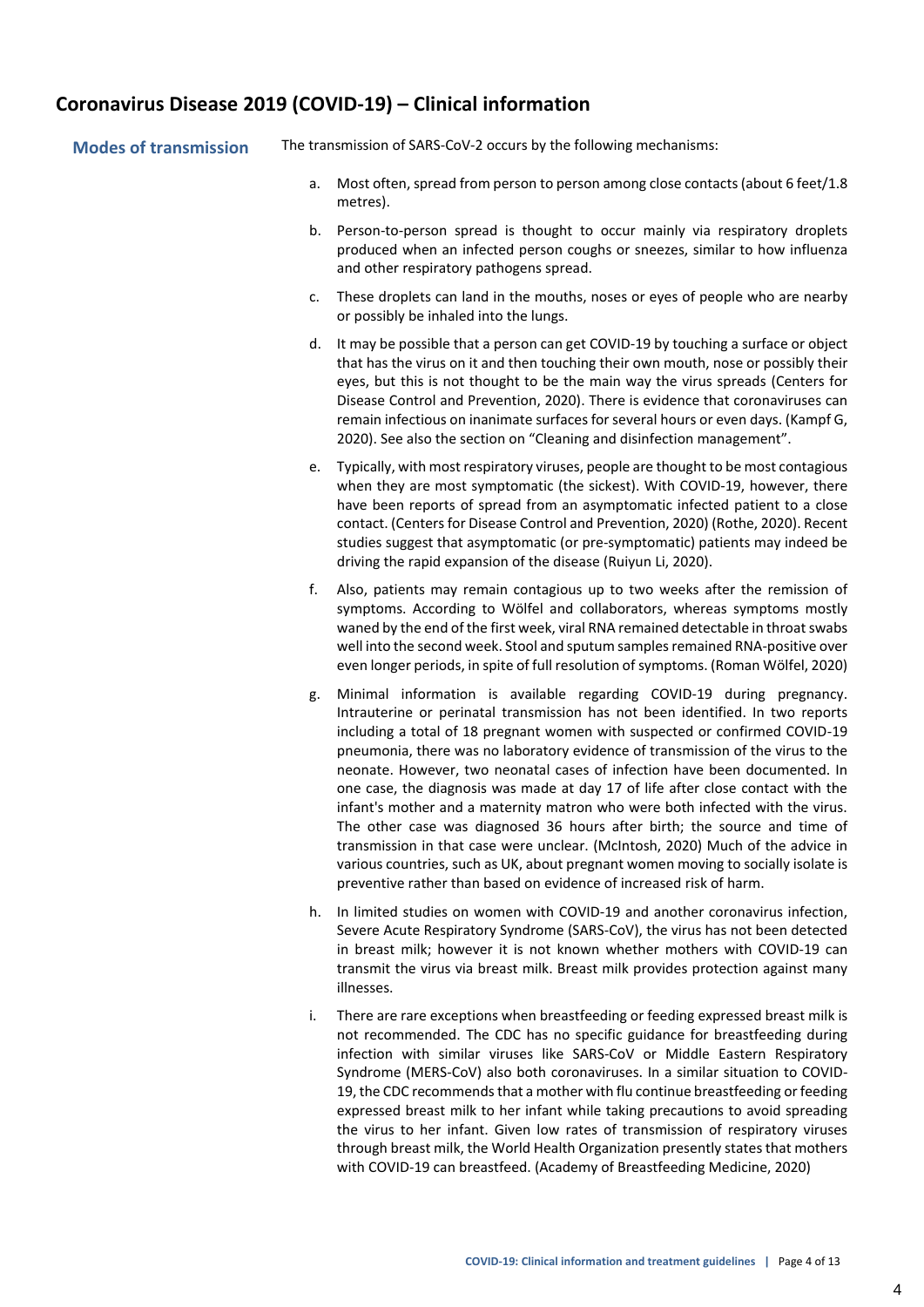## Coronavirus Disease 2019 (COVID-19) – Clinical information

### Modes of transmission

The transmission of SARS-CoV-2 occurs by the following mechanisms:

a. Most often, spread from person to person among close contacts (about 6 feet/1.8 metres).

b. Person-to-person spread is thought to occur mainly via respiratory droplets produced when an infected person coughs or sneezes, similar to how influenza and other respiratory pathogens spread.

c. These droplets can land in the mouths, noses or eyes of people who are nearby or possibly be inhaled into the lungs.

d. It may be possible that a person can get COVID-19 by touching a surface or object that has the virus on it and then touching their own mouth, nose or possibly their eyes, but this is not thought to be the main way the virus spreads (Centers for Disease Control and Prevention, 2020). There is evidence that coronaviruses can remain infectious on inanimate surfaces for several hours or even days. (Kampf G, 2020). See also the section on "Cleaning and disinfection management".

e. Typically, with most respiratory viruses, people are thought to be most contagious when they are most symptomatic (the sickest). With COVID-19, however, there have been reports of spread from an asymptomatic infected patient to a close contact. (Centers for Disease Control and Prevention, 2020) (Rothe, 2020). Recent studies suggest that asymptomatic (or pre-symptomatic) patients may indeed be driving the rapid expansion of the disease (Ruiyun Li, 2020).

f. Also, patients may remain contagious up to two weeks after the remission of symptoms. According to Wölfel and collaborators, whereas symptoms mostly waned by the end of the first week, viral RNA remained detectable in throat swabs well into the second week. Stool and sputum samples remained RNA-positive over even longer periods, in spite of full resolution of symptoms. (Roman Wölfel, 2020)

g. Minimal information is available regarding COVID-19 during pregnancy. Intrauterine or perinatal transmission has not been identified. In two reports including a total of 18 pregnant women with suspected or confirmed COVID-19 pneumonia, there was no laboratory evidence of transmission of the virus to the neonate. However, two neonatal cases of infection have been documented. In one case, the diagnosis was made at day 17 of life after close contact with the infant's mother and a maternity matron who were both infected with the virus. The other case was diagnosed 36 hours after birth; the source and time of transmission in that case were unclear. (McIntosh, 2020) Much of the advice in various countries, such as UK, about pregnant women moving to socially isolate is preventive rather than based on evidence of increased risk of harm.

h. In limited studies on women with COVID-19 and another coronavirus infection, Severe Acute Respiratory Syndrome (SARS-CoV), the virus has not been detected in breast milk; however it is not known whether mothers with COVID-19 can transmit the virus via breast milk. Breast milk provides protection against many illnesses.

i. There are rare exceptions when breastfeeding or feeding expressed breast milk is not recommended. The CDC has no specific guidance for breastfeeding during infection with similar viruses like SARS-CoV or Middle Eastern Respiratory Syndrome (MERS-CoV) also both coronaviruses. In a similar situation to COVID-19, the CDC recommends that a mother with flu continue breastfeeding or feeding expressed breast milk to her infant while taking precautions to avoid spreading the virus to her infant. Given low rates of transmission of respiratory viruses through breast milk, the World Health Organization presently states that mothers with COVID-19 can breastfeed. (Academy of Breastfeeding Medicine, 2020)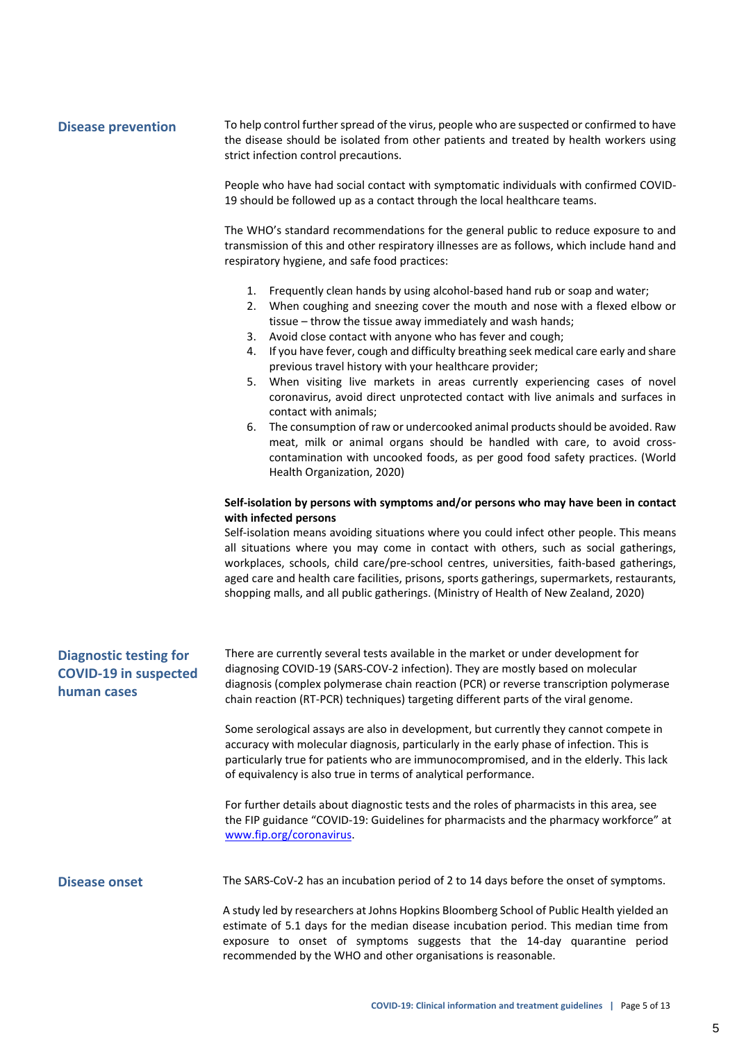## Disease prevention

To help control further spread of the virus, people who are suspected or confirmed to have the disease should be isolated from other patients and treated by health workers using strict infection control precautions.

People who have had social contact with symptomatic individuals with confirmed COVID-19 should be followed up as a contact through the local healthcare teams.

The WHO's standard recommendations for the general public to reduce exposure to and transmission of this and other respiratory illnesses are as follows, which include hand and respiratory hygiene, and safe food practices:

1. Frequently clean hands by using alcohol-based hand rub or soap and water;
2. When coughing and sneezing cover the mouth and nose with a flexed elbow or tissue – throw the tissue away immediately and wash hands;
3. Avoid close contact with anyone who has fever and cough;
4. If you have fever, cough and difficulty breathing seek medical care early and share previous travel history with your healthcare provider;
5. When visiting live markets in areas currently experiencing cases of novel coronavirus, avoid direct unprotected contact with live animals and surfaces in contact with animals;
6. The consumption of raw or undercooked animal products should be avoided. Raw meat, milk or animal organs should be handled with care, to avoid cross-contamination with uncooked foods, as per good food safety practices. (World Health Organization, 2020)

**Self-isolation by persons with symptoms and/or persons who may have been in contact with infected persons**

Self-isolation means avoiding situations where you could infect other people. This means all situations where you may come in contact with others, such as social gatherings, workplaces, schools, child care/pre-school centres, universities, faith-based gatherings, aged care and health care facilities, prisons, sports gatherings, supermarkets, restaurants, shopping malls, and all public gatherings. (Ministry of Health of New Zealand, 2020)

## Diagnostic testing for COVID-19 in suspected human cases

There are currently several tests available in the market or under development for diagnosing COVID-19 (SARS-COV-2 infection). They are mostly based on molecular diagnosis (complex polymerase chain reaction (PCR) or reverse transcription polymerase chain reaction (RT-PCR) techniques) targeting different parts of the viral genome.

Some serological assays are also in development, but currently they cannot compete in accuracy with molecular diagnosis, particularly in the early phase of infection. This is particularly true for patients who are immunocompromised, and in the elderly. This lack of equivalency is also true in terms of analytical performance.

For further details about diagnostic tests and the roles of pharmacists in this area, see the FIP guidance "COVID-19: Guidelines for pharmacists and the pharmacy workforce" at [www.fip.org/coronavirus](www.fip.org/coronavirus).

## Disease onset

The SARS-CoV-2 has an incubation period of 2 to 14 days before the onset of symptoms.

A study led by researchers at Johns Hopkins Bloomberg School of Public Health yielded an estimate of 5.1 days for the median disease incubation period. This median time from exposure to onset of symptoms suggests that the 14-day quarantine period recommended by the WHO and other organisations is reasonable.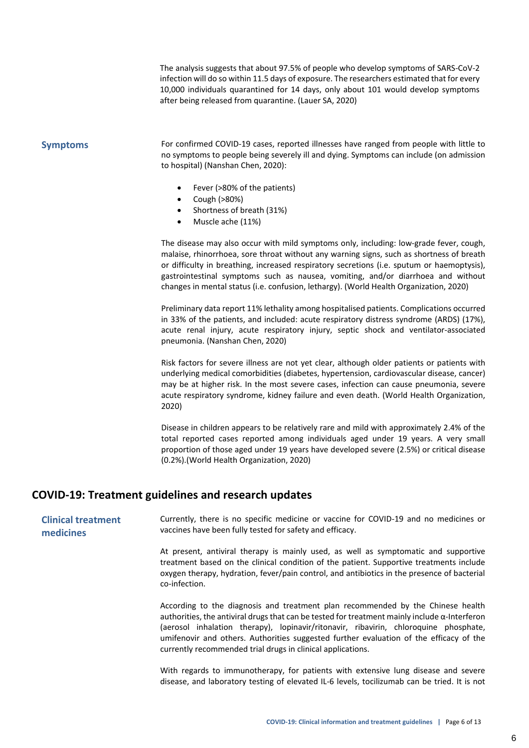The analysis suggests that about 97.5% of people who develop symptoms of SARS-CoV-2 infection will do so within 11.5 days of exposure. The researchers estimated that for every 10,000 individuals quarantined for 14 days, only about 101 would develop symptoms after being released from quarantine. (Lauer SA, 2020)

### Symptoms

For confirmed COVID-19 cases, reported illnesses have ranged from people with little to no symptoms to people being severely ill and dying. Symptoms can include (on admission to hospital) (Nanshan Chen, 2020):

- Fever (>80% of the patients)
- Cough (>80%)
- Shortness of breath (31%)
- Muscle ache (11%)

The disease may also occur with mild symptoms only, including: low-grade fever, cough, malaise, rhinorrhoea, sore throat without any warning signs, such as shortness of breath or difficulty in breathing, increased respiratory secretions (i.e. sputum or haemoptysis), gastrointestinal symptoms such as nausea, vomiting, and/or diarrhoea and without changes in mental status (i.e. confusion, lethargy). (World Health Organization, 2020)

Preliminary data report 11% lethality among hospitalised patients. Complications occurred in 33% of the patients, and included: acute respiratory distress syndrome (ARDS) (17%), acute renal injury, acute respiratory injury, septic shock and ventilator-associated pneumonia. (Nanshan Chen, 2020)

Risk factors for severe illness are not yet clear, although older patients or patients with underlying medical comorbidities (diabetes, hypertension, cardiovascular disease, cancer) may be at higher risk. In the most severe cases, infection can cause pneumonia, severe acute respiratory syndrome, kidney failure and even death. (World Health Organization, 2020)

Disease in children appears to be relatively rare and mild with approximately 2.4% of the total reported cases reported among individuals aged under 19 years. A very small proportion of those aged under 19 years have developed severe (2.5%) or critical disease (0.2%).(World Health Organization, 2020)

## COVID-19: Treatment guidelines and research updates

### Clinical treatment medicines

Currently, there is no specific medicine or vaccine for COVID-19 and no medicines or vaccines have been fully tested for safety and efficacy.

At present, antiviral therapy is mainly used, as well as symptomatic and supportive treatment based on the clinical condition of the patient. Supportive treatments include oxygen therapy, hydration, fever/pain control, and antibiotics in the presence of bacterial co-infection.

According to the diagnosis and treatment plan recommended by the Chinese health authorities, the antiviral drugs that can be tested for treatment mainly include α-Interferon (aerosol inhalation therapy), lopinavir/ritonavir, ribavirin, chloroquine phosphate, umifenovir and others. Authorities suggested further evaluation of the efficacy of the currently recommended trial drugs in clinical applications.

With regards to immunotherapy, for patients with extensive lung disease and severe disease, and laboratory testing of elevated IL-6 levels, tocilizumab can be tried. It is not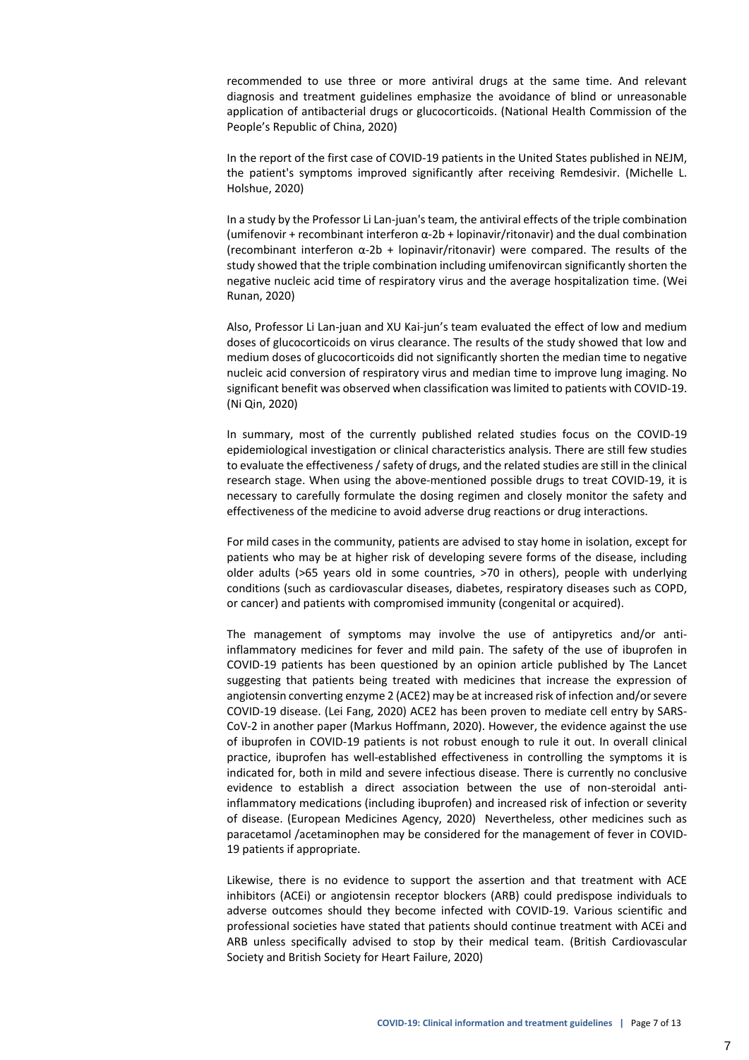recommended to use three or more antiviral drugs at the same time. And relevant diagnosis and treatment guidelines emphasize the avoidance of blind or unreasonable application of antibacterial drugs or glucocorticoids. (National Health Commission of the People's Republic of China, 2020)

In the report of the first case of COVID-19 patients in the United States published in NEJM, the patient's symptoms improved significantly after receiving Remdesivir. (Michelle L. Holshue, 2020)

In a study by the Professor Li Lan-juan's team, the antiviral effects of the triple combination (umifenovir + recombinant interferon α-2b + lopinavir/ritonavir) and the dual combination (recombinant interferon α-2b + lopinavir/ritonavir) were compared. The results of the study showed that the triple combination including umifenovircan significantly shorten the negative nucleic acid time of respiratory virus and the average hospitalization time. (Wei Runan, 2020)

Also, Professor Li Lan-juan and XU Kai-jun's team evaluated the effect of low and medium doses of glucocorticoids on virus clearance. The results of the study showed that low and medium doses of glucocorticoids did not significantly shorten the median time to negative nucleic acid conversion of respiratory virus and median time to improve lung imaging. No significant benefit was observed when classification was limited to patients with COVID-19. (Ni Qin, 2020)

In summary, most of the currently published related studies focus on the COVID-19 epidemiological investigation or clinical characteristics analysis. There are still few studies to evaluate the effectiveness / safety of drugs, and the related studies are still in the clinical research stage. When using the above-mentioned possible drugs to treat COVID-19, it is necessary to carefully formulate the dosing regimen and closely monitor the safety and effectiveness of the medicine to avoid adverse drug reactions or drug interactions.

For mild cases in the community, patients are advised to stay home in isolation, except for patients who may be at higher risk of developing severe forms of the disease, including older adults (>65 years old in some countries, >70 in others), people with underlying conditions (such as cardiovascular diseases, diabetes, respiratory diseases such as COPD, or cancer) and patients with compromised immunity (congenital or acquired).

The management of symptoms may involve the use of antipyretics and/or anti-inflammatory medicines for fever and mild pain. The safety of the use of ibuprofen in COVID-19 patients has been questioned by an opinion article published by The Lancet suggesting that patients being treated with medicines that increase the expression of angiotensin converting enzyme 2 (ACE2) may be at increased risk of infection and/or severe COVID-19 disease. (Lei Fang, 2020) ACE2 has been proven to mediate cell entry by SARS-CoV-2 in another paper (Markus Hoffmann, 2020). However, the evidence against the use of ibuprofen in COVID-19 patients is not robust enough to rule it out. In overall clinical practice, ibuprofen has well-established effectiveness in controlling the symptoms it is indicated for, both in mild and severe infectious disease. There is currently no conclusive evidence to establish a direct association between the use of non-steroidal anti-inflammatory medications (including ibuprofen) and increased risk of infection or severity of disease. (European Medicines Agency, 2020) Nevertheless, other medicines such as paracetamol /acetaminophen may be considered for the management of fever in COVID-19 patients if appropriate.

Likewise, there is no evidence to support the assertion and that treatment with ACE inhibitors (ACEi) or angiotensin receptor blockers (ARB) could predispose individuals to adverse outcomes should they become infected with COVID-19. Various scientific and professional societies have stated that patients should continue treatment with ACEi and ARB unless specifically advised to stop by their medical team. (British Cardiovascular Society and British Society for Heart Failure, 2020)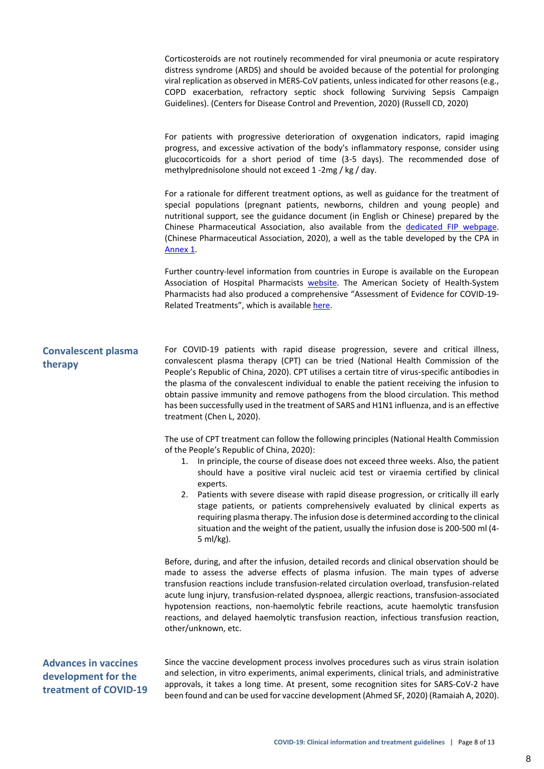Corticosteroids are not routinely recommended for viral pneumonia or acute respiratory distress syndrome (ARDS) and should be avoided because of the potential for prolonging viral replication as observed in MERS-CoV patients, unless indicated for other reasons (e.g., COPD exacerbation, refractory septic shock following Surviving Sepsis Campaign Guidelines). (Centers for Disease Control and Prevention, 2020) (Russell CD, 2020)

For patients with progressive deterioration of oxygenation indicators, rapid imaging progress, and excessive activation of the body's inflammatory response, consider using glucocorticoids for a short period of time (3-5 days). The recommended dose of methylprednisolone should not exceed 1 -2mg / kg / day.

For a rationale for different treatment options, as well as guidance for the treatment of special populations (pregnant patients, newborns, children and young people) and nutritional support, see the guidance document (in English or Chinese) prepared by the Chinese Pharmaceutical Association, also available from the dedicated FIP webpage. (Chinese Pharmaceutical Association, 2020), a well as the table developed by the CPA in Annex 1.

Further country-level information from countries in Europe is available on the European Association of Hospital Pharmacists website. The American Society of Health-System Pharmacists had also produced a comprehensive "Assessment of Evidence for COVID-19-Related Treatments", which is available here.

## Convalescent plasma therapy

For COVID-19 patients with rapid disease progression, severe and critical illness, convalescent plasma therapy (CPT) can be tried (National Health Commission of the People's Republic of China, 2020). CPT utilises a certain titre of virus-specific antibodies in the plasma of the convalescent individual to enable the patient receiving the infusion to obtain passive immunity and remove pathogens from the blood circulation. This method has been successfully used in the treatment of SARS and H1N1 influenza, and is an effective treatment (Chen L, 2020).

The use of CPT treatment can follow the following principles (National Health Commission of the People's Republic of China, 2020):

1. In principle, the course of disease does not exceed three weeks. Also, the patient should have a positive viral nucleic acid test or viraemia certified by clinical experts.
2. Patients with severe disease with rapid disease progression, or critically ill early stage patients, or patients comprehensively evaluated by clinical experts as requiring plasma therapy. The infusion dose is determined according to the clinical situation and the weight of the patient, usually the infusion dose is 200-500 ml (4-5 ml/kg).

Before, during, and after the infusion, detailed records and clinical observation should be made to assess the adverse effects of plasma infusion. The main types of adverse transfusion reactions include transfusion-related circulation overload, transfusion-related acute lung injury, transfusion-related dyspnoea, allergic reactions, transfusion-associated hypotension reactions, non-haemolytic febrile reactions, acute haemolytic transfusion reactions, and delayed haemolytic transfusion reaction, infectious transfusion reaction, other/unknown, etc.

## Advances in vaccines development for the treatment of COVID-19

Since the vaccine development process involves procedures such as virus strain isolation and selection, in vitro experiments, animal experiments, clinical trials, and administrative approvals, it takes a long time. At present, some recognition sites for SARS-CoV-2 have been found and can be used for vaccine development (Ahmed SF, 2020) (Ramaiah A, 2020).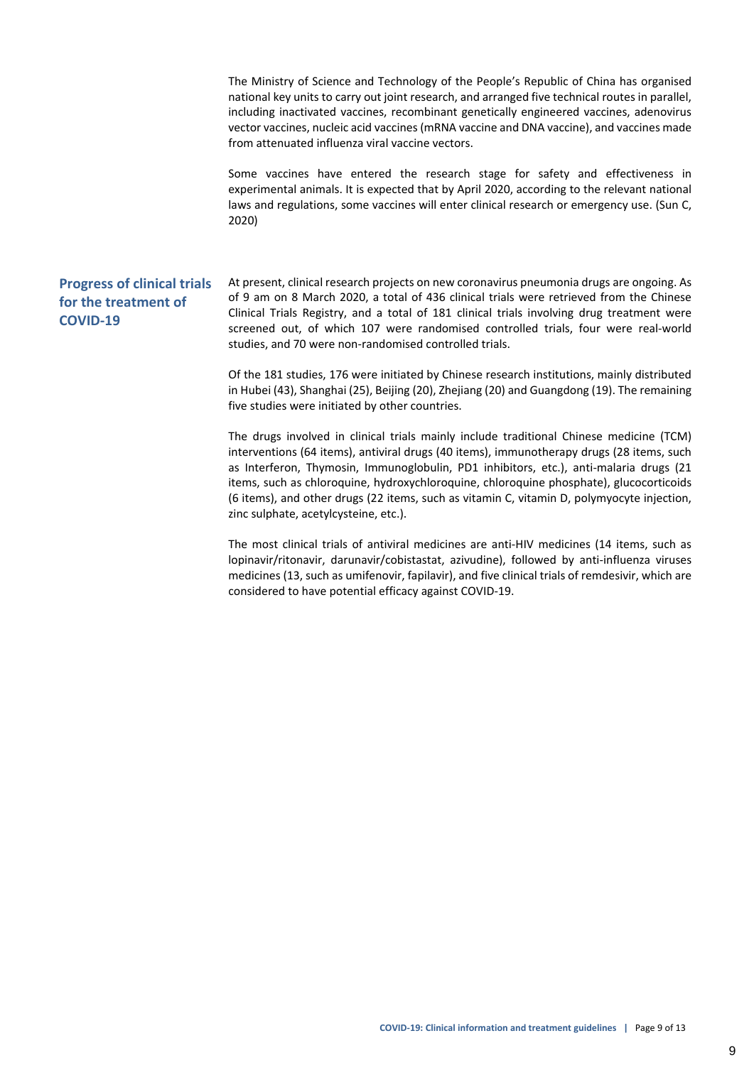The Ministry of Science and Technology of the People's Republic of China has organised national key units to carry out joint research, and arranged five technical routes in parallel, including inactivated vaccines, recombinant genetically engineered vaccines, adenovirus vector vaccines, nucleic acid vaccines (mRNA vaccine and DNA vaccine), and vaccines made from attenuated influenza viral vaccine vectors.

Some vaccines have entered the research stage for safety and effectiveness in experimental animals. It is expected that by April 2020, according to the relevant national laws and regulations, some vaccines will enter clinical research or emergency use. (Sun C, 2020)

## Progress of clinical trials for the treatment of COVID-19

At present, clinical research projects on new coronavirus pneumonia drugs are ongoing. As of 9 am on 8 March 2020, a total of 436 clinical trials were retrieved from the Chinese Clinical Trials Registry, and a total of 181 clinical trials involving drug treatment were screened out, of which 107 were randomised controlled trials, four were real-world studies, and 70 were non-randomised controlled trials.

Of the 181 studies, 176 were initiated by Chinese research institutions, mainly distributed in Hubei (43), Shanghai (25), Beijing (20), Zhejiang (20) and Guangdong (19). The remaining five studies were initiated by other countries.

The drugs involved in clinical trials mainly include traditional Chinese medicine (TCM) interventions (64 items), antiviral drugs (40 items), immunotherapy drugs (28 items, such as Interferon, Thymosin, Immunoglobulin, PD1 inhibitors, etc.), anti-malaria drugs (21 items, such as chloroquine, hydroxychloroquine, chloroquine phosphate), glucocorticoids (6 items), and other drugs (22 items, such as vitamin C, vitamin D, polymyocyte injection, zinc sulphate, acetylcysteine, etc.).

The most clinical trials of antiviral medicines are anti-HIV medicines (14 items, such as lopinavir/ritonavir, darunavir/cobistastat, azivudine), followed by anti-influenza viruses medicines (13, such as umifenovir, fapilavir), and five clinical trials of remdesivir, which are considered to have potential efficacy against COVID-19.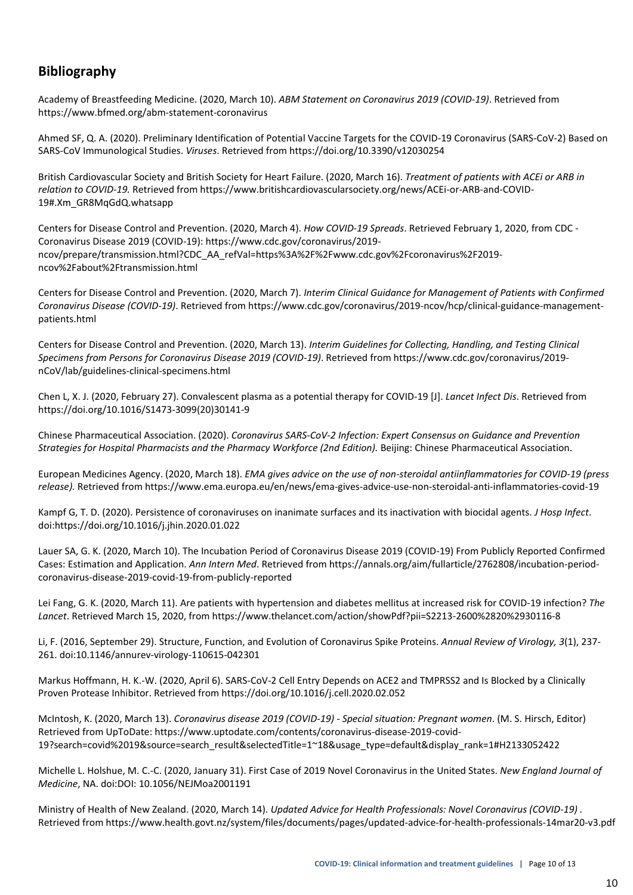## Bibliography

Academy of Breastfeeding Medicine. (2020, March 10). *ABM Statement on Coronavirus 2019 (COVID-19)*. Retrieved from https://www.bfmed.org/abm-statement-coronavirus

Ahmed SF, Q. A. (2020). Preliminary Identification of Potential Vaccine Targets for the COVID-19 Coronavirus (SARS-CoV-2) Based on SARS-CoV Immunological Studies. *Viruses*. Retrieved from https://doi.org/10.3390/v12030254

British Cardiovascular Society and British Society for Heart Failure. (2020, March 16). *Treatment of patients with ACEi or ARB in relation to COVID-19.* Retrieved from https://www.britishcardiovascularsociety.org/news/ACEi-or-ARB-and-COVID-19#.Xm_GR8MqGdQ.whatsapp

Centers for Disease Control and Prevention. (2020, March 4). *How COVID-19 Spreads*. Retrieved February 1, 2020, from CDC - Coronavirus Disease 2019 (COVID-19): https://www.cdc.gov/coronavirus/2019-ncov/prepare/transmission.html?CDC_AA_refVal=https%3A%2F%2Fwww.cdc.gov%2Fcoronavirus%2F2019-ncov%2Fabout%2Ftransmission.html

Centers for Disease Control and Prevention. (2020, March 7). *Interim Clinical Guidance for Management of Patients with Confirmed Coronavirus Disease (COVID-19)*. Retrieved from https://www.cdc.gov/coronavirus/2019-ncov/hcp/clinical-guidance-management-patients.html

Centers for Disease Control and Prevention. (2020, March 13). *Interim Guidelines for Collecting, Handling, and Testing Clinical Specimens from Persons for Coronavirus Disease 2019 (COVID-19)*. Retrieved from https://www.cdc.gov/coronavirus/2019-nCoV/lab/guidelines-clinical-specimens.html

Chen L, X. J. (2020, February 27). Convalescent plasma as a potential therapy for COVID-19 [J]. *Lancet Infect Dis*. Retrieved from https://doi.org/10.1016/S1473-3099(20)30141-9

Chinese Pharmaceutical Association. (2020). *Coronavirus SARS-CoV-2 Infection: Expert Consensus on Guidance and Prevention Strategies for Hospital Pharmacists and the Pharmacy Workforce (2nd Edition).* Beijing: Chinese Pharmaceutical Association.

European Medicines Agency. (2020, March 18). *EMA gives advice on the use of non-steroidal antiinflammatories for COVID-19 (press release).* Retrieved from https://www.ema.europa.eu/en/news/ema-gives-advice-use-non-steroidal-anti-inflammatories-covid-19

Kampf G, T. D. (2020). Persistence of coronaviruses on inanimate surfaces and its inactivation with biocidal agents. *J Hosp Infect*. doi:https://doi.org/10.1016/j.jhin.2020.01.022

Lauer SA, G. K. (2020, March 10). The Incubation Period of Coronavirus Disease 2019 (COVID-19) From Publicly Reported Confirmed Cases: Estimation and Application. *Ann Intern Med*. Retrieved from https://annals.org/aim/fullarticle/2762808/incubation-period-coronavirus-disease-2019-covid-19-from-publicly-reported

Lei Fang, G. K. (2020, March 11). Are patients with hypertension and diabetes mellitus at increased risk for COVID-19 infection? *The Lancet*. Retrieved March 15, 2020, from https://www.thelancet.com/action/showPdf?pii=S2213-2600%2820%2930116-8

Li, F. (2016, September 29). Structure, Function, and Evolution of Coronavirus Spike Proteins. *Annual Review of Virology, 3*(1), 237-261. doi:10.1146/annurev-virology-110615-042301

Markus Hoffmann, H. K.-W. (2020, April 6). SARS-CoV-2 Cell Entry Depends on ACE2 and TMPRSS2 and Is Blocked by a Clinically Proven Protease Inhibitor. Retrieved from https://doi.org/10.1016/j.cell.2020.02.052

McIntosh, K. (2020, March 13). *Coronavirus disease 2019 (COVID-19) - Special situation: Pregnant women*. (M. S. Hirsch, Editor) Retrieved from UpToDate: https://www.uptodate.com/contents/coronavirus-disease-2019-covid-19?search=covid%2019&source=search_result&selectedTitle=1~18&usage_type=default&display_rank=1#H2133052422

Michelle L. Holshue, M. C.-C. (2020, January 31). First Case of 2019 Novel Coronavirus in the United States. *New England Journal of Medicine*, NA. doi:DOI: 10.1056/NEJMoa2001191

Ministry of Health of New Zealand. (2020, March 14). *Updated Advice for Health Professionals: Novel Coronavirus (COVID-19) .* Retrieved from https://www.health.govt.nz/system/files/documents/pages/updated-advice-for-health-professionals-14mar20-v3.pdf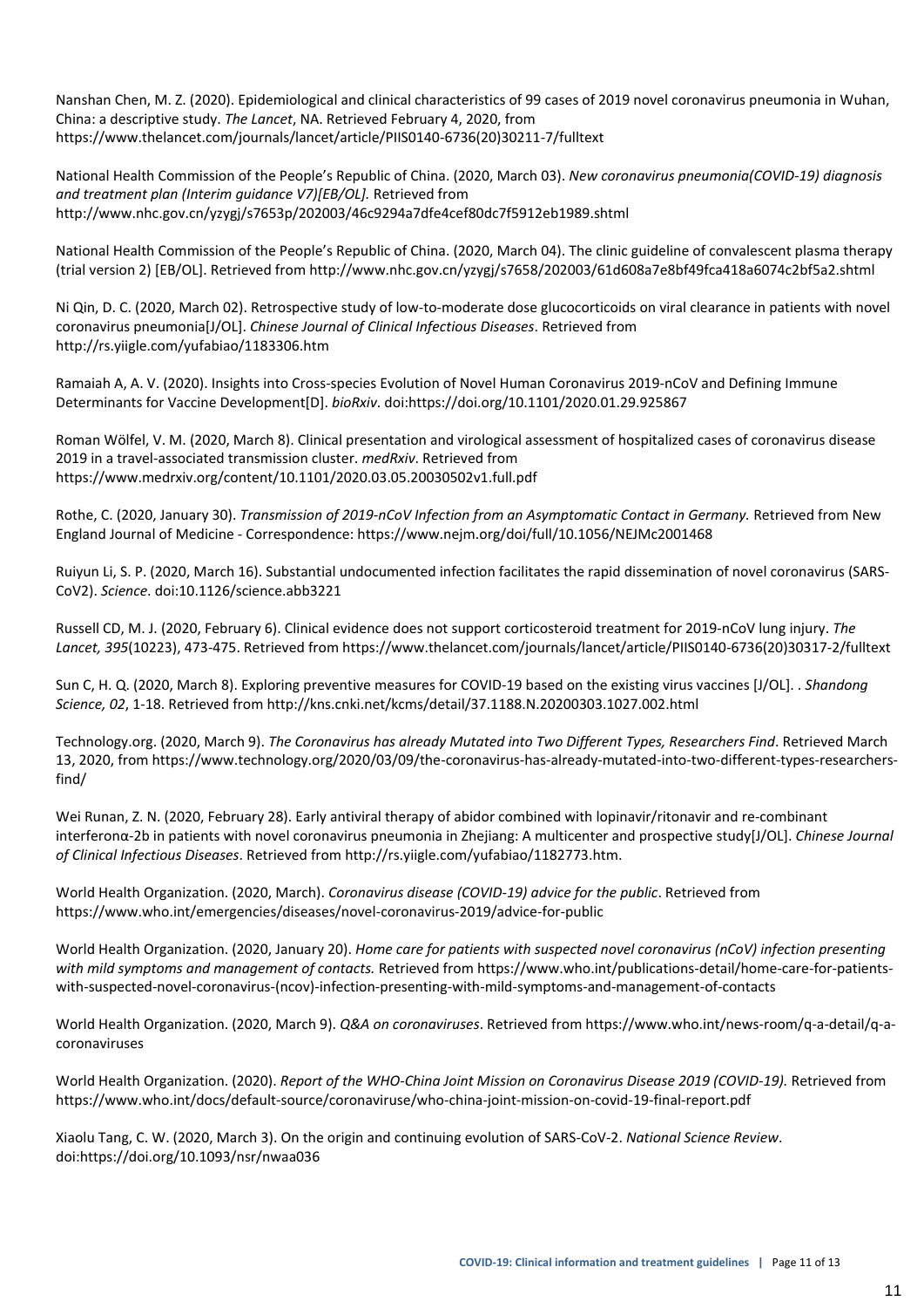Nanshan Chen, M. Z. (2020). Epidemiological and clinical characteristics of 99 cases of 2019 novel coronavirus pneumonia in Wuhan, China: a descriptive study. *The Lancet*, NA. Retrieved February 4, 2020, from https://www.thelancet.com/journals/lancet/article/PIIS0140-6736(20)30211-7/fulltext

National Health Commission of the People's Republic of China. (2020, March 03). *New coronavirus pneumonia(COVID-19) diagnosis and treatment plan (Interim guidance V7)[EB/OL].* Retrieved from http://www.nhc.gov.cn/yzygj/s7653p/202003/46c9294a7dfe4cef80dc7f5912eb1989.shtml

National Health Commission of the People's Republic of China. (2020, March 04). The clinic guideline of convalescent plasma therapy (trial version 2) [EB/OL]. Retrieved from http://www.nhc.gov.cn/yzygj/s7658/202003/61d608a7e8bf49fca418a6074c2bf5a2.shtml

Ni Qin, D. C. (2020, March 02). Retrospective study of low-to-moderate dose glucocorticoids on viral clearance in patients with novel coronavirus pneumonia[J/OL]. *Chinese Journal of Clinical Infectious Diseases*. Retrieved from http://rs.yiigle.com/yufabiao/1183306.htm

Ramaiah A, A. V. (2020). Insights into Cross-species Evolution of Novel Human Coronavirus 2019-nCoV and Defining Immune Determinants for Vaccine Development[D]. *bioRxiv*. doi:https://doi.org/10.1101/2020.01.29.925867

Roman Wölfel, V. M. (2020, March 8). Clinical presentation and virological assessment of hospitalized cases of coronavirus disease 2019 in a travel-associated transmission cluster. *medRxiv*. Retrieved from https://www.medrxiv.org/content/10.1101/2020.03.05.20030502v1.full.pdf

Rothe, C. (2020, January 30). *Transmission of 2019-nCoV Infection from an Asymptomatic Contact in Germany.* Retrieved from New England Journal of Medicine - Correspondence: https://www.nejm.org/doi/full/10.1056/NEJMc2001468

Ruiyun Li, S. P. (2020, March 16). Substantial undocumented infection facilitates the rapid dissemination of novel coronavirus (SARS-CoV2). *Science*. doi:10.1126/science.abb3221

Russell CD, M. J. (2020, February 6). Clinical evidence does not support corticosteroid treatment for 2019-nCoV lung injury. *The Lancet, 395*(10223), 473-475. Retrieved from https://www.thelancet.com/journals/lancet/article/PIIS0140-6736(20)30317-2/fulltext

Sun C, H. Q. (2020, March 8). Exploring preventive measures for COVID-19 based on the existing virus vaccines [J/OL]. . *Shandong Science, 02*, 1-18. Retrieved from http://kns.cnki.net/kcms/detail/37.1188.N.20200303.1027.002.html

Technology.org. (2020, March 9). *The Coronavirus has already Mutated into Two Different Types, Researchers Find*. Retrieved March 13, 2020, from https://www.technology.org/2020/03/09/the-coronavirus-has-already-mutated-into-two-different-types-researchers-find/

Wei Runan, Z. N. (2020, February 28). Early antiviral therapy of abidor combined with lopinavir/ritonavir and re-combinant interferonα-2b in patients with novel coronavirus pneumonia in Zhejiang: A multicenter and prospective study[J/OL]. *Chinese Journal of Clinical Infectious Diseases*. Retrieved from http://rs.yiigle.com/yufabiao/1182773.htm.

World Health Organization. (2020, March). *Coronavirus disease (COVID-19) advice for the public*. Retrieved from https://www.who.int/emergencies/diseases/novel-coronavirus-2019/advice-for-public

World Health Organization. (2020, January 20). *Home care for patients with suspected novel coronavirus (nCoV) infection presenting with mild symptoms and management of contacts.* Retrieved from https://www.who.int/publications-detail/home-care-for-patients-with-suspected-novel-coronavirus-(ncov)-infection-presenting-with-mild-symptoms-and-management-of-contacts

World Health Organization. (2020, March 9). *Q&A on coronaviruses*. Retrieved from https://www.who.int/news-room/q-a-detail/q-a-coronaviruses

World Health Organization. (2020). *Report of the WHO-China Joint Mission on Coronavirus Disease 2019 (COVID-19).* Retrieved from https://www.who.int/docs/default-source/coronaviruse/who-china-joint-mission-on-covid-19-final-report.pdf

Xiaolu Tang, C. W. (2020, March 3). On the origin and continuing evolution of SARS-CoV-2. *National Science Review*. doi:https://doi.org/10.1093/nsr/nwaa036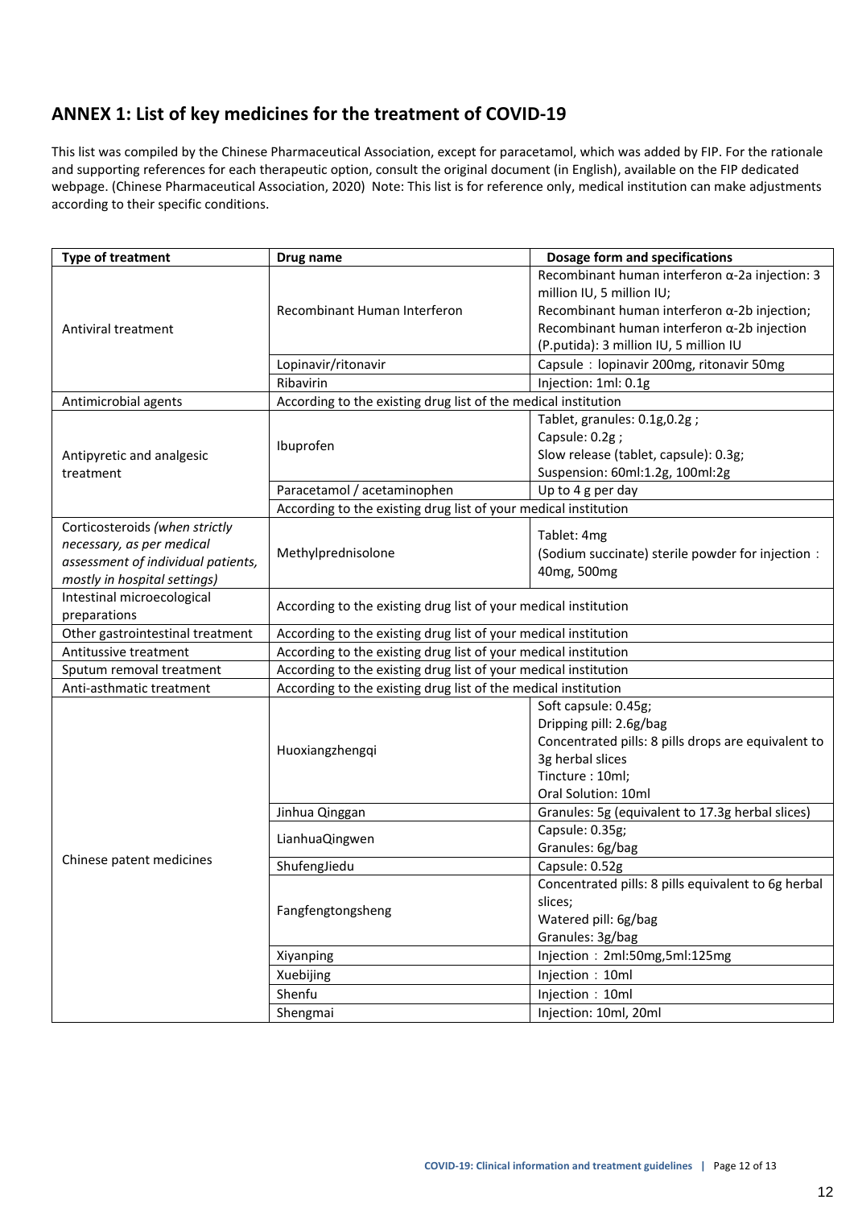## ANNEX 1: List of key medicines for the treatment of COVID-19

This list was compiled by the Chinese Pharmaceutical Association, except for paracetamol, which was added by FIP. For the rationale and supporting references for each therapeutic option, consult the original document (in English), available on the FIP dedicated webpage. (Chinese Pharmaceutical Association, 2020) Note: This list is for reference only, medical institution can make adjustments according to their specific conditions.

| Type of treatment | Drug name | Dosage form and specifications |
|---|---|---|
| Antiviral treatment | Recombinant Human Interferon | Recombinant human interferon α-2a injection: 3 million IU, 5 million IU;<br>Recombinant human interferon α-2b injection;<br>Recombinant human interferon α-2b injection (P.putida): 3 million IU, 5 million IU |
| | Lopinavir/ritonavir | Capsule：lopinavir 200mg, ritonavir 50mg |
| | Ribavirin | Injection: 1ml: 0.1g |
| Antimicrobial agents | According to the existing drug list of the medical institution | |
| Antipyretic and analgesic treatment | Ibuprofen | Tablet, granules: 0.1g,0.2g ;<br>Capsule: 0.2g ;<br>Slow release (tablet, capsule): 0.3g;<br>Suspension: 60ml:1.2g, 100ml:2g |
| | Paracetamol / acetaminophen | Up to 4 g per day |
| | According to the existing drug list of your medical institution | |
| Corticosteroids *(when strictly necessary, as per medical assessment of individual patients, mostly in hospital settings)* | Methylprednisolone | Tablet: 4mg<br>(Sodium succinate) sterile powder for injection：40mg, 500mg |
| Intestinal microecological preparations | According to the existing drug list of your medical institution | |
| Other gastrointestinal treatment | According to the existing drug list of your medical institution | |
| Antitussive treatment | According to the existing drug list of your medical institution | |
| Sputum removal treatment | According to the existing drug list of your medical institution | |
| Anti-asthmatic treatment | According to the existing drug list of the medical institution | |
| Chinese patent medicines | Huoxiangzhengqi | Soft capsule: 0.45g;<br>Dripping pill: 2.6g/bag<br>Concentrated pills: 8 pills drops are equivalent to 3g herbal slices<br>Tincture : 10ml;<br>Oral Solution: 10ml |
| | Jinhua Qinggan | Granules: 5g (equivalent to 17.3g herbal slices) |
| | LianhuaQingwen | Capsule: 0.35g;<br>Granules: 6g/bag |
| | ShufengJiedu | Capsule: 0.52g |
| | Fangfengtongsheng | Concentrated pills: 8 pills equivalent to 6g herbal slices;<br>Watered pill: 6g/bag<br>Granules: 3g/bag |
| | Xiyanping | Injection：2ml:50mg,5ml:125mg |
| | Xuebijing | Injection：10ml |
| | Shenfu | Injection：10ml |
| | Shengmai | Injection: 10ml, 20ml |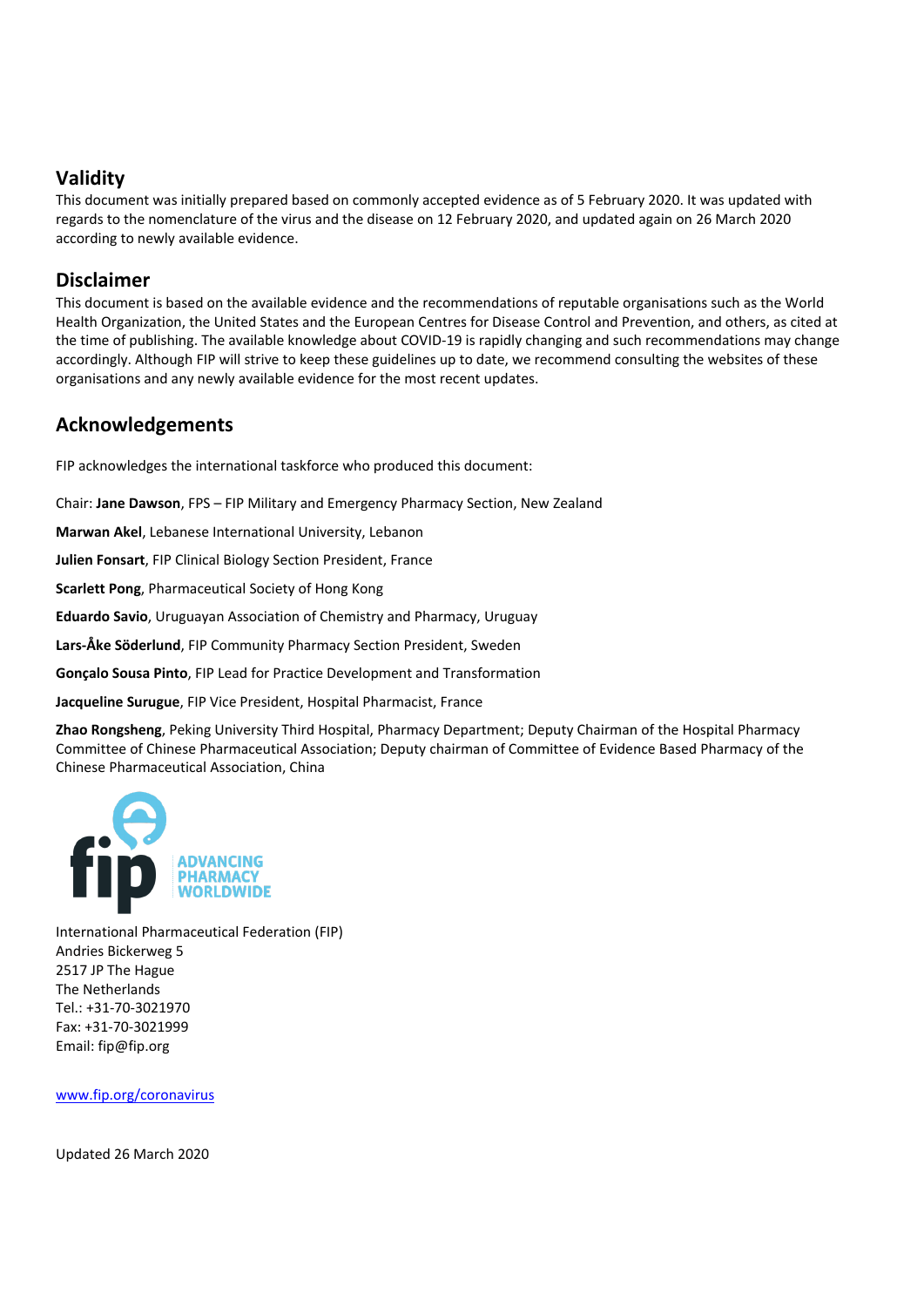## Validity

This document was initially prepared based on commonly accepted evidence as of 5 February 2020. It was updated with regards to the nomenclature of the virus and the disease on 12 February 2020, and updated again on 26 March 2020 according to newly available evidence.

## Disclaimer

This document is based on the available evidence and the recommendations of reputable organisations such as the World Health Organization, the United States and the European Centres for Disease Control and Prevention, and others, as cited at the time of publishing. The available knowledge about COVID-19 is rapidly changing and such recommendations may change accordingly. Although FIP will strive to keep these guidelines up to date, we recommend consulting the websites of these organisations and any newly available evidence for the most recent updates.

## Acknowledgements

FIP acknowledges the international taskforce who produced this document:

Chair: **Jane Dawson**, FPS – FIP Military and Emergency Pharmacy Section, New Zealand

**Marwan Akel**, Lebanese International University, Lebanon

**Julien Fonsart**, FIP Clinical Biology Section President, France

**Scarlett Pong**, Pharmaceutical Society of Hong Kong

**Eduardo Savio**, Uruguayan Association of Chemistry and Pharmacy, Uruguay

**Lars-Åke Söderlund**, FIP Community Pharmacy Section President, Sweden

**Gonçalo Sousa Pinto**, FIP Lead for Practice Development and Transformation

**Jacqueline Surugue**, FIP Vice President, Hospital Pharmacist, France

**Zhao Rongsheng**, Peking University Third Hospital, Pharmacy Department; Deputy Chairman of the Hospital Pharmacy Committee of Chinese Pharmaceutical Association; Deputy chairman of Committee of Evidence Based Pharmacy of the Chinese Pharmaceutical Association, China

fip ADVANCING PHARMACY WORLDWIDE

International Pharmaceutical Federation (FIP)
Andries Bickerweg 5
2517 JP The Hague
The Netherlands
Tel.: +31-70-3021970
Fax: +31-70-3021999
Email: fip@fip.org

[www.fip.org/coronavirus](http://www.fip.org/coronavirus)

Updated 26 March 2020